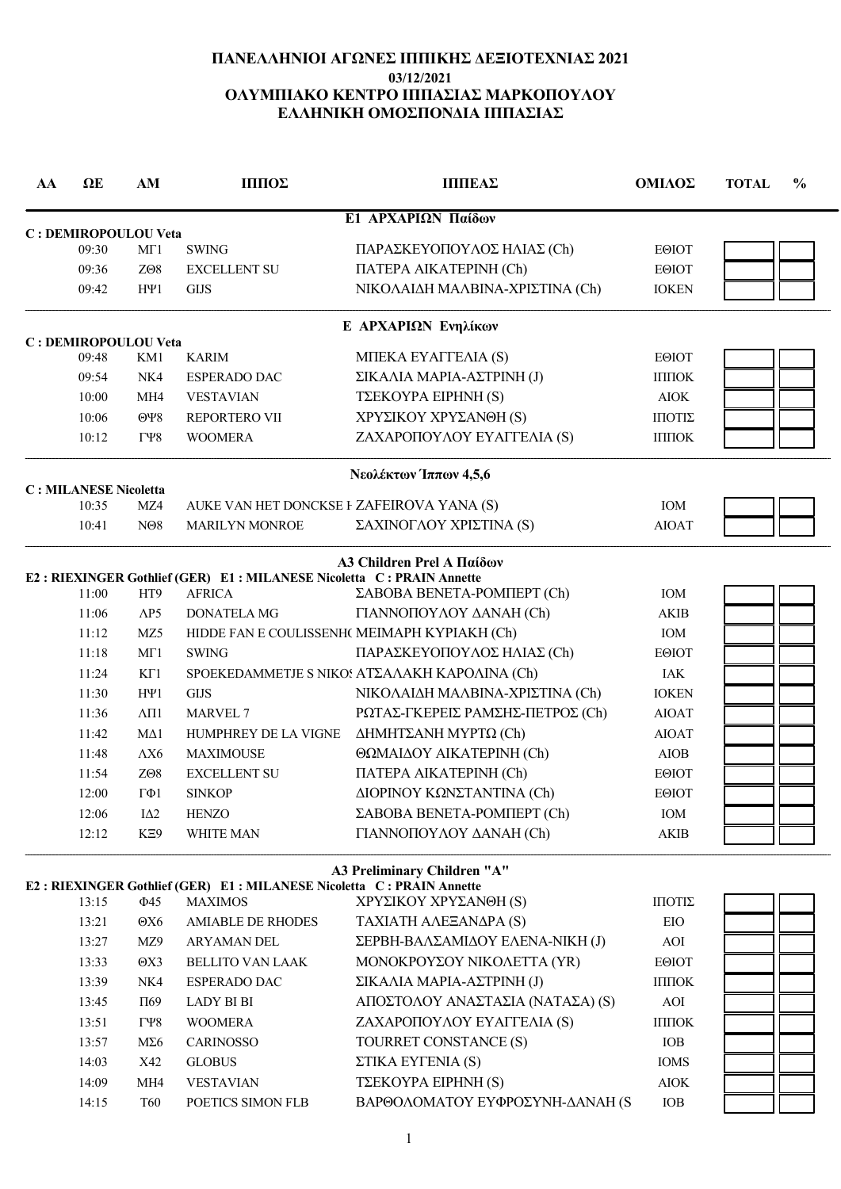# ΠΑΝΕΛΛΗΝΙΟΙ ΑΓΩΝΕΣ ΙΠΠΙΚΗΣ ΔΕΞΙΟΤΕΧΝΙΑΣ 2021

**03/12/2021**

**ΟΛΥΜΠΙΑΚΟ ΚΕΝΤΡΟ ΙΠΠΑΣΙΑΣ ΜΑΡΚΟΠΟΥΛΟΥ**

**ΕΛΛΗΝΙΚΗ ΟΜΟΣΠΟΝΔΙΑ ΙΠΠΑΣΙΑΣ**

| ΑΑ | ΩΕ | ΑΜ | ΙΠΠΟΣ | ΙΠΠΕΑΣ | ΟΜΙΛΟΣ | TOTAL | % |
|---|---|---|---|---|---|---|---|

### Ε1 ΑΡΧΑΡΙΩΝ Παίδων

**C : DEMIROPOULOU Veta**

| ΑΑ | ΩΕ | ΑΜ | ΙΠΠΟΣ | ΙΠΠΕΑΣ | ΟΜΙΛΟΣ | TOTAL | % |
|---|---|---|---|---|---|---|---|
| | 09:30 | ΜΓ1 | SWING | ΠΑΡΑΣΚΕΥΟΠΟΥΛΟΣ ΗΛΙΑΣ (Ch) | ΕΘΙΟΤ | | |
| | 09:36 | ΖΘ8 | EXCELLENT SU | ΠΑΤΕΡΑ ΑΙΚΑΤΕΡΙΝΗ (Ch) | ΕΘΙΟΤ | | |
| | 09:42 | ΗΨ1 | GIJS | ΝΙΚΟΛΑΙΔΗ ΜΑΛΒΙΝΑ-ΧΡΙΣΤΙΝΑ (Ch) | ΙΟΚΕΝ | | |

### Ε ΑΡΧΑΡΙΩΝ Ενηλίκων

**C : DEMIROPOULOU Veta**

| ΑΑ | ΩΕ | ΑΜ | ΙΠΠΟΣ | ΙΠΠΕΑΣ | ΟΜΙΛΟΣ | TOTAL | % |
|---|---|---|---|---|---|---|---|
| | 09:48 | ΚΜ1 | KARIM | ΜΠΕΚΑ ΕΥΑΓΓΕΛΙΑ (S) | ΕΘΙΟΤ | | |
| | 09:54 | ΝΚ4 | ESPERADO DAC | ΣΙΚΑΛΙΑ ΜΑΡΙΑ-ΑΣΤΡΙΝΗ (J) | ΙΠΠΟΚ | | |
| | 10:00 | ΜΗ4 | VESTAVIAN | ΤΣΕΚΟΥΡΑ ΕΙΡΗΝΗ (S) | ΑΙΟΚ | | |
| | 10:06 | ΘΨ8 | REPORTERO VII | ΧΡΥΣΙΚΟΥ ΧΡΥΣΑΝΘΗ (S) | ΙΠΟΤΙΣ | | |
| | 10:12 | ΓΨ8 | WOOMERA | ΖΑΧΑΡΟΠΟΥΛΟΥ ΕΥΑΓΓΕΛΙΑ (S) | ΙΠΠΟΚ | | |

### Νεολέκτων Ίππων 4,5,6

**C : MILANESE Nicoletta**

| ΑΑ | ΩΕ | ΑΜ | ΙΠΠΟΣ | ΙΠΠΕΑΣ | ΟΜΙΛΟΣ | TOTAL | % |
|---|---|---|---|---|---|---|---|
| | 10:35 | ΜΖ4 | AUKE VAN HET DONCKSE H | ZAFEIROVA YANA (S) | ΙΟΜ | | |
| | 10:41 | ΝΘ8 | MARILYN MONROE | ΣΑΧΙΝΟΓΛΟΥ ΧΡΙΣΤΙΝΑ (S) | ΑΙΟΑΤ | | |

### A3 Children Prel A Παίδων

**E2 : RIEXINGER Gothlief (GER) E1 : MILANESE Nicoletta C : PRAIN Annette**

| ΑΑ | ΩΕ | ΑΜ | ΙΠΠΟΣ | ΙΠΠΕΑΣ | ΟΜΙΛΟΣ | TOTAL | % |
|---|---|---|---|---|---|---|---|
| | 11:00 | ΗΤ9 | AFRICA | ΣΑΒΟΒΑ ΒΕΝΕΤΑ-ΡΟΜΠΕΡΤ (Ch) | ΙΟΜ | | |
| | 11:06 | ΛΡ5 | DONATELA MG | ΓΙΑΝΝΟΠΟΥΛΟΥ ΔΑΝΑΗ (Ch) | ΑΚΙΒ | | |
| | 11:12 | ΜΖ5 | HIDDE FAN E COULISSENH( | ΜΕΙΜΑΡΗ ΚΥΡΙΑΚΗ (Ch) | ΙΟΜ | | |
| | 11:18 | ΜΓ1 | SWING | ΠΑΡΑΣΚΕΥΟΠΟΥΛΟΣ ΗΛΙΑΣ (Ch) | ΕΘΙΟΤ | | |
| | 11:24 | ΚΓ1 | SPOEKEDAMMETJE S NIKOS | ΑΤΣΑΛΑΚΗ ΚΑΡΟΛΙΝΑ (Ch) | ΙΑΚ | | |
| | 11:30 | ΗΨ1 | GIJS | ΝΙΚΟΛΑΙΔΗ ΜΑΛΒΙΝΑ-ΧΡΙΣΤΙΝΑ (Ch) | ΙΟΚΕΝ | | |
| | 11:36 | ΛΠ1 | MARVEL 7 | ΡΩΤΑΣ-ΓΚΕΡΕΙΣ ΡΑΜΣΗΣ-ΠΕΤΡΟΣ (Ch) | ΑΙΟΑΤ | | |
| | 11:42 | ΜΔ1 | HUMPHREY DE LA VIGNE | ΔΗΜΗΤΣΑΝΗ ΜΥΡΤΩ (Ch) | ΑΙΟΑΤ | | |
| | 11:48 | ΛΧ6 | MAXIMOUSE | ΘΩΜΑΙΔΟΥ ΑΙΚΑΤΕΡΙΝΗ (Ch) | ΑΙΟΒ | | |
| | 11:54 | ΖΘ8 | EXCELLENT SU | ΠΑΤΕΡΑ ΑΙΚΑΤΕΡΙΝΗ (Ch) | ΕΘΙΟΤ | | |
| | 12:00 | ΓΦ1 | SINKOP | ΔΙΟΡΙΝΟΥ ΚΩΝΣΤΑΝΤΙΝΑ (Ch) | ΕΘΙΟΤ | | |
| | 12:06 | ΙΔ2 | HENZO | ΣΑΒΟΒΑ ΒΕΝΕΤΑ-ΡΟΜΠΕΡΤ (Ch) | ΙΟΜ | | |
| | 12:12 | ΚΞ9 | WHITE MAN | ΓΙΑΝΝΟΠΟΥΛΟΥ ΔΑΝΑΗ (Ch) | ΑΚΙΒ | | |

### A3 Preliminary Children "A"

**E2 : RIEXINGER Gothlief (GER) E1 : MILANESE Nicoletta C : PRAIN Annette**

| ΑΑ | ΩΕ | ΑΜ | ΙΠΠΟΣ | ΙΠΠΕΑΣ | ΟΜΙΛΟΣ | TOTAL | % |
|---|---|---|---|---|---|---|---|
| | 13:15 | Φ45 | MAXIMOS | ΧΡΥΣΙΚΟΥ ΧΡΥΣΑΝΘΗ (S) | ΙΠΟΤΙΣ | | |
| | 13:21 | ΘΧ6 | AMIABLE DE RHODES | ΤΑΧΙΑΤΗ ΑΛΕΞΑΝΔΡΑ (S) | ΕΙΟ | | |
| | 13:27 | ΜΖ9 | ARYAMAN DEL | ΣΕΡΒΗ-ΒΑΛΣΑΜΙΔΟΥ ΕΛΕΝΑ-ΝΙΚΗ (J) | ΑΟΙ | | |
| | 13:33 | ΘΧ3 | BELLITO VAN LAAK | ΜΟΝΟΚΡΟΥΣΟΥ ΝΙΚΟΛΕΤΤΑ (YR) | ΕΘΙΟΤ | | |
| | 13:39 | ΝΚ4 | ESPERADO DAC | ΣΙΚΑΛΙΑ ΜΑΡΙΑ-ΑΣΤΡΙΝΗ (J) | ΙΠΠΟΚ | | |
| | 13:45 | Π69 | LADY BI BI | ΑΠΟΣΤΟΛΟΥ ΑΝΑΣΤΑΣΙΑ (ΝΑΤΑΣΑ) (S) | ΑΟΙ | | |
| | 13:51 | ΓΨ8 | WOOMERA | ΖΑΧΑΡΟΠΟΥΛΟΥ ΕΥΑΓΓΕΛΙΑ (S) | ΙΠΠΟΚ | | |
| | 13:57 | ΜΣ6 | CARINOSSO | TOURRET CONSTANCE (S) | ΙΟΒ | | |
| | 14:03 | Χ42 | GLOBUS | ΣΤΙΚΑ ΕΥΓΕΝΙΑ (S) | ΙΟΜS | | |
| | 14:09 | ΜΗ4 | VESTAVIAN | ΤΣΕΚΟΥΡΑ ΕΙΡΗΝΗ (S) | ΑΙΟΚ | | |
| | 14:15 | Τ60 | POETICS SIMON FLB | ΒΑΡΘΟΛΟΜΑΤΟΥ ΕΥΦΡΟΣΥΝΗ-ΔΑΝΑΗ (S | ΙΟΒ | | |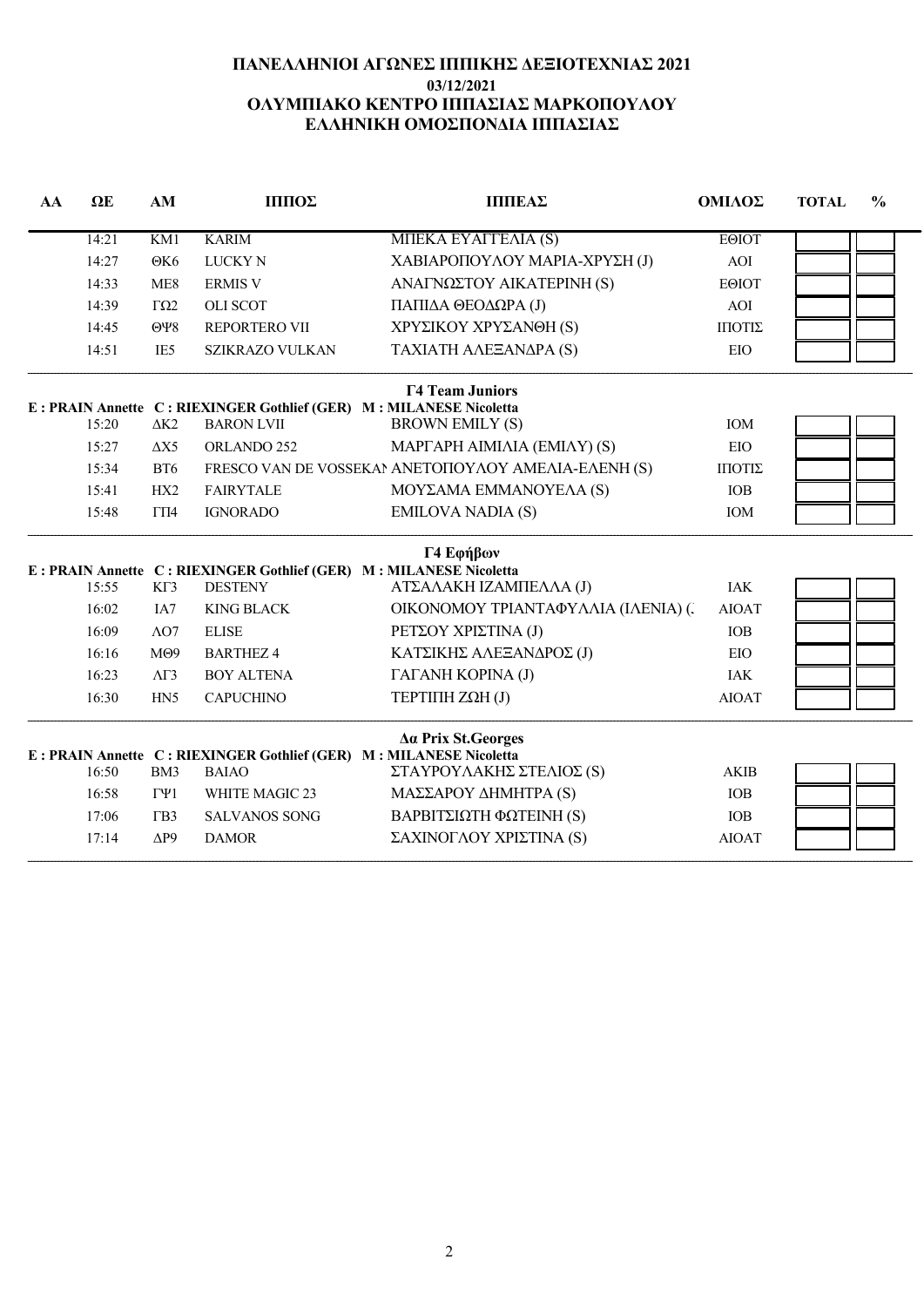# ΠΑΝΕΛΛΗΝΙΟΙ ΑΓΩΝΕΣ ΙΠΠΙΚΗΣ ΔΕΞΙΟΤΕΧΝΙΑΣ 2021

**03/12/2021**

**ΟΛΥΜΠΙΑΚΟ ΚΕΝΤΡΟ ΙΠΠΑΣΙΑΣ ΜΑΡΚΟΠΟΥΛΟΥ**

**ΕΛΛΗΝΙΚΗ ΟΜΟΣΠΟΝΔΙΑ ΙΠΠΑΣΙΑΣ**

| ΑΑ | ΩΕ | ΑΜ | ΙΠΠΟΣ | ΙΠΠΕΑΣ | ΟΜΙΛΟΣ | TOTAL | % |
|---|---|---|---|---|---|---|---|
| | 14:21 | ΚΜ1 | KARIM | ΜΠΕΚΑ ΕΥΑΓΓΕΛΙΑ (S) | ΕΘΙΟΤ | | |
| | 14:27 | ΘΚ6 | LUCKY N | ΧΑΒΙΑΡΟΠΟΥΛΟΥ ΜΑΡΙΑ-ΧΡΥΣΗ (J) | ΑΟΙ | | |
| | 14:33 | ΜΕ8 | ERMIS V | ΑΝΑΓΝΩΣΤΟΥ ΑΙΚΑΤΕΡΙΝΗ (S) | ΕΘΙΟΤ | | |
| | 14:39 | ΓΩ2 | OLI SCOT | ΠΑΠΙΔΑ ΘΕΟΔΩΡΑ (J) | ΑΟΙ | | |
| | 14:45 | ΘΨ8 | REPORTERO VII | ΧΡΥΣΙΚΟΥ ΧΡΥΣΑΝΘΗ (S) | ΙΠΟΤΙΣ | | |
| | 14:51 | ΙΕ5 | SZIKRAZO VULKAN | ΤΑΧΙΑΤΗ ΑΛΕΞΑΝΔΡΑ (S) | ΕΙΟ | | |

## Γ4 Team Juniors

**E : PRAIN Annette C : RIEXINGER Gothlief (GER) M : MILANESE Nicoletta**

| ΑΑ | ΩΕ | ΑΜ | ΙΠΠΟΣ | ΙΠΠΕΑΣ | ΟΜΙΛΟΣ | TOTAL | % |
|---|---|---|---|---|---|---|---|
| | 15:20 | ΔΚ2 | BARON LVII | BROWN EMILY (S) | ΙΟΜ | | |
| | 15:27 | ΔΧ5 | ORLANDO 252 | ΜΑΡΓΑΡΗ ΑΙΜΙΛΙΑ (ΕΜΙΛΥ) (S) | ΕΙΟ | | |
| | 15:34 | ΒΤ6 | FRESCO VAN DE VOSSEKAN | ΑΝΕΤΟΠΟΥΛΟΥ ΑΜΕΛΙΑ-ΕΛΕΝΗ (S) | ΙΠΟΤΙΣ | | |
| | 15:41 | ΗΧ2 | FAIRYTALE | ΜΟΥΣΑΜΑ ΕΜΜΑΝΟΥΕΛΑ (S) | ΙΟΒ | | |
| | 15:48 | ΓΠ4 | IGNORADO | EMILOVA NADIA (S) | ΙΟΜ | | |

## Γ4 Εφήβων

**E : PRAIN Annette C : RIEXINGER Gothlief (GER) M : MILANESE Nicoletta**

| ΑΑ | ΩΕ | ΑΜ | ΙΠΠΟΣ | ΙΠΠΕΑΣ | ΟΜΙΛΟΣ | TOTAL | % |
|---|---|---|---|---|---|---|---|
| | 15:55 | ΚΓ3 | DESTENY | ΑΤΣΑΛΑΚΗ ΙΖΑΜΠΕΛΛΑ (J) | ΙΑΚ | | |
| | 16:02 | ΙΑ7 | KING BLACK | ΟΙΚΟΝΟΜΟΥ ΤΡΙΑΝΤΑΦΥΛΛΙΑ (ΙΛΕΝΙΑ) (. | ΑΙΟΑΤ | | |
| | 16:09 | ΛΟ7 | ELISE | ΡΕΤΣΟΥ ΧΡΙΣΤΙΝΑ (J) | ΙΟΒ | | |
| | 16:16 | ΜΘ9 | BARTHEZ 4 | ΚΑΤΣΙΚΗΣ ΑΛΕΞΑΝΔΡΟΣ (J) | ΕΙΟ | | |
| | 16:23 | ΛΓ3 | BOY ALTENA | ΓΑΓΑΝΗ ΚΟΡΙΝΑ (J) | ΙΑΚ | | |
| | 16:30 | ΗΝ5 | CAPUCHINO | ΤΕΡΤΙΠΗ ΖΩΗ (J) | ΑΙΟΑΤ | | |

## Δα Prix St.Georges

**E : PRAIN Annette C : RIEXINGER Gothlief (GER) M : MILANESE Nicoletta**

| ΑΑ | ΩΕ | ΑΜ | ΙΠΠΟΣ | ΙΠΠΕΑΣ | ΟΜΙΛΟΣ | TOTAL | % |
|---|---|---|---|---|---|---|---|
| | 16:50 | ΒΜ3 | BAIAO | ΣΤΑΥΡΟΥΛΑΚΗΣ ΣΤΕΛΙΟΣ (S) | ΑΚΙΒ | | |
| | 16:58 | ΓΨ1 | WHITE MAGIC 23 | ΜΑΣΣΑΡΟΥ ΔΗΜΗΤΡΑ (S) | ΙΟΒ | | |
| | 17:06 | ΓΒ3 | SALVANOS SONG | ΒΑΡΒΙΤΣΙΩΤΗ ΦΩΤΕΙΝΗ (S) | ΙΟΒ | | |
| | 17:14 | ΔΡ9 | DAMOR | ΣΑΧΙΝΟΓΛΟΥ ΧΡΙΣΤΙΝΑ (S) | ΑΙΟΑΤ | | |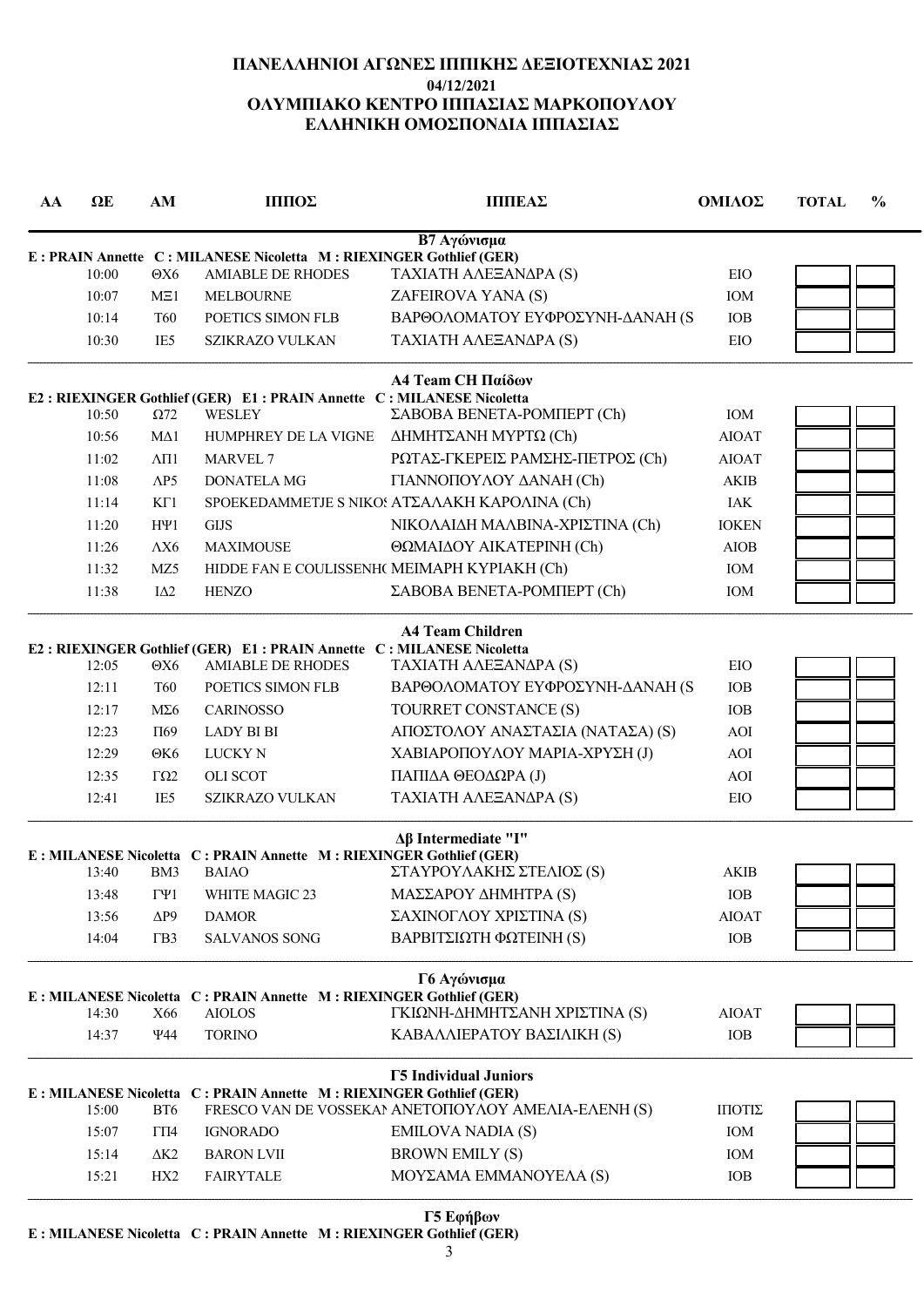# ΠΑΝΕΛΛΗΝΙΟΙ ΑΓΩΝΕΣ ΙΠΠΙΚΗΣ ΔΕΞΙΟΤΕΧΝΙΑΣ 2021

**04/12/2021**

**ΟΛΥΜΠΙΑΚΟ ΚΕΝΤΡΟ ΙΠΠΑΣΙΑΣ ΜΑΡΚΟΠΟΥΛΟΥ**

**ΕΛΛΗΝΙΚΗ ΟΜΟΣΠΟΝΔΙΑ ΙΠΠΑΣΙΑΣ**

| ΑΑ | ΩΕ | ΑΜ | ΙΠΠΟΣ | ΙΠΠΕΑΣ | ΟΜΙΛΟΣ | TOTAL | % |
|---|---|---|---|---|---|---|---|

### Β7 Αγώνισμα

**E : PRAIN Annette C : MILANESE Nicoletta M : RIEXINGER Gothlief (GER)**

| ΑΑ | ΩΕ | ΑΜ | ΙΠΠΟΣ | ΙΠΠΕΑΣ | ΟΜΙΛΟΣ | TOTAL | % |
|---|---|---|---|---|---|---|---|
| | 10:00 | ΘΧ6 | AMIABLE DE RHODES | ΤΑΧΙΑΤΗ ΑΛΕΞΑΝΔΡΑ (S) | ΕΙΟ | | |
| | 10:07 | ΜΞ1 | MELBOURNE | ZAFEIROVA YANA (S) | ΙΟΜ | | |
| | 10:14 | Τ60 | POETICS SIMON FLB | ΒΑΡΘΟΛΟΜΑΤΟΥ ΕΥΦΡΟΣΥΝΗ-ΔΑΝΑΗ (S | ΙΟΒ | | |
| | 10:30 | ΙΕ5 | SZIKRAZO VULKAN | ΤΑΧΙΑΤΗ ΑΛΕΞΑΝΔΡΑ (S) | ΕΙΟ | | |

### Α4 Team CH Παίδων

**E2 : RIEXINGER Gothlief (GER) E1 : PRAIN Annette C : MILANESE Nicoletta**

| ΑΑ | ΩΕ | ΑΜ | ΙΠΠΟΣ | ΙΠΠΕΑΣ | ΟΜΙΛΟΣ | TOTAL | % |
|---|---|---|---|---|---|---|---|
| | 10:50 | Ω72 | WESLEY | ΣΑΒΟΒΑ ΒΕΝΕΤΑ-ΡΟΜΠΕΡΤ (Ch) | ΙΟΜ | | |
| | 10:56 | ΜΔ1 | HUMPHREY DE LA VIGNE | ΔΗΜΗΤΣΑΝΗ ΜΥΡΤΩ (Ch) | ΑΙΟΑΤ | | |
| | 11:02 | ΛΠ1 | MARVEL 7 | ΡΩΤΑΣ-ΓΚΕΡΕΙΣ ΡΑΜΣΗΣ-ΠΕΤΡΟΣ (Ch) | ΑΙΟΑΤ | | |
| | 11:08 | ΛΡ5 | DONATELA MG | ΓΙΑΝΝΟΠΟΥΛΟΥ ΔΑΝΑΗ (Ch) | ΑΚΙΒ | | |
| | 11:14 | ΚΓ1 | SPOEKEDAMMETJE S NIKOS | ΑΤΣΑΛΑΚΗ ΚΑΡΟΛΙΝΑ (Ch) | ΙΑΚ | | |
| | 11:20 | ΗΨ1 | GIJS | ΝΙΚΟΛΑΙΔΗ ΜΑΛΒΙΝΑ-ΧΡΙΣΤΙΝΑ (Ch) | ΙΟΚΕΝ | | |
| | 11:26 | ΛΧ6 | MAXIMOUSE | ΘΩΜΑΙΔΟΥ ΑΙΚΑΤΕΡΙΝΗ (Ch) | ΑΙΟΒ | | |
| | 11:32 | ΜΖ5 | HIDDE FAN E COULISSENHO | ΜΕΙΜΑΡΗ ΚΥΡΙΑΚΗ (Ch) | ΙΟΜ | | |
| | 11:38 | ΙΔ2 | HENZO | ΣΑΒΟΒΑ ΒΕΝΕΤΑ-ΡΟΜΠΕΡΤ (Ch) | ΙΟΜ | | |

### A4 Team Children

**E2 : RIEXINGER Gothlief (GER) E1 : PRAIN Annette C : MILANESE Nicoletta**

| ΑΑ | ΩΕ | ΑΜ | ΙΠΠΟΣ | ΙΠΠΕΑΣ | ΟΜΙΛΟΣ | TOTAL | % |
|---|---|---|---|---|---|---|---|
| | 12:05 | ΘΧ6 | AMIABLE DE RHODES | ΤΑΧΙΑΤΗ ΑΛΕΞΑΝΔΡΑ (S) | ΕΙΟ | | |
| | 12:11 | Τ60 | POETICS SIMON FLB | ΒΑΡΘΟΛΟΜΑΤΟΥ ΕΥΦΡΟΣΥΝΗ-ΔΑΝΑΗ (S | ΙΟΒ | | |
| | 12:17 | ΜΣ6 | CARINOSSO | TOURRET CONSTANCE (S) | ΙΟΒ | | |
| | 12:23 | Π69 | LADY BI BI | ΑΠΟΣΤΟΛΟΥ ΑΝΑΣΤΑΣΙΑ (ΝΑΤΑΣΑ) (S) | ΑΟΙ | | |
| | 12:29 | ΘΚ6 | LUCKY N | ΧΑΒΙΑΡΟΠΟΥΛΟΥ ΜΑΡΙΑ-ΧΡΥΣΗ (J) | ΑΟΙ | | |
| | 12:35 | ΓΩ2 | OLI SCOT | ΠΑΠΙΔΑ ΘΕΟΔΩΡΑ (J) | ΑΟΙ | | |
| | 12:41 | ΙΕ5 | SZIKRAZO VULKAN | ΤΑΧΙΑΤΗ ΑΛΕΞΑΝΔΡΑ (S) | ΕΙΟ | | |

### Δβ Intermediate "I"

**E : MILANESE Nicoletta C : PRAIN Annette M : RIEXINGER Gothlief (GER)**

| ΑΑ | ΩΕ | ΑΜ | ΙΠΠΟΣ | ΙΠΠΕΑΣ | ΟΜΙΛΟΣ | TOTAL | % |
|---|---|---|---|---|---|---|---|
| | 13:40 | ΒΜ3 | BAIAO | ΣΤΑΥΡΟΥΛΑΚΗΣ ΣΤΕΛΙΟΣ (S) | ΑΚΙΒ | | |
| | 13:48 | ΓΨ1 | WHITE MAGIC 23 | ΜΑΣΣΑΡΟΥ ΔΗΜΗΤΡΑ (S) | ΙΟΒ | | |
| | 13:56 | ΔΡ9 | DAMOR | ΣΑΧΙΝΟΓΛΟΥ ΧΡΙΣΤΙΝΑ (S) | ΑΙΟΑΤ | | |
| | 14:04 | ΓΒ3 | SALVANOS SONG | ΒΑΡΒΙΤΣΙΩΤΗ ΦΩΤΕΙΝΗ (S) | ΙΟΒ | | |

### Γ6 Αγώνισμα

**E : MILANESE Nicoletta C : PRAIN Annette M : RIEXINGER Gothlief (GER)**

| ΑΑ | ΩΕ | ΑΜ | ΙΠΠΟΣ | ΙΠΠΕΑΣ | ΟΜΙΛΟΣ | TOTAL | % |
|---|---|---|---|---|---|---|---|
| | 14:30 | Χ66 | AIOLOS | ΓΚΙΩΝΗ-ΔΗΜΗΤΣΑΝΗ ΧΡΙΣΤΙΝΑ (S) | ΑΙΟΑΤ | | |
| | 14:37 | Ψ44 | TORINO | ΚΑΒΑΛΛΙΕΡΑΤΟΥ ΒΑΣΙΛΙΚΗ (S) | ΙΟΒ | | |

### Γ5 Individual Juniors

**E : MILANESE Nicoletta C : PRAIN Annette M : RIEXINGER Gothlief (GER)**

| ΑΑ | ΩΕ | ΑΜ | ΙΠΠΟΣ | ΙΠΠΕΑΣ | ΟΜΙΛΟΣ | TOTAL | % |
|---|---|---|---|---|---|---|---|
| | 15:00 | ΒΤ6 | FRESCO VAN DE VOSSEKAN | ΑΝΕΤΟΠΟΥΛΟΥ ΑΜΕΛΙΑ-ΕΛΕΝΗ (S) | ΙΠΟΤΙΣ | | |
| | 15:07 | ΓΠ4 | IGNORADO | EMILOVA NADIA (S) | ΙΟΜ | | |
| | 15:14 | ΔΚ2 | BARON LVII | BROWN EMILY (S) | ΙΟΜ | | |
| | 15:21 | ΗΧ2 | FAIRYTALE | ΜΟΥΣΑΜΑ ΕΜΜΑΝΟΥΕΛΑ (S) | ΙΟΒ | | |

### Γ5 Εφήβων

**E : MILANESE Nicoletta C : PRAIN Annette M : RIEXINGER Gothlief (GER)**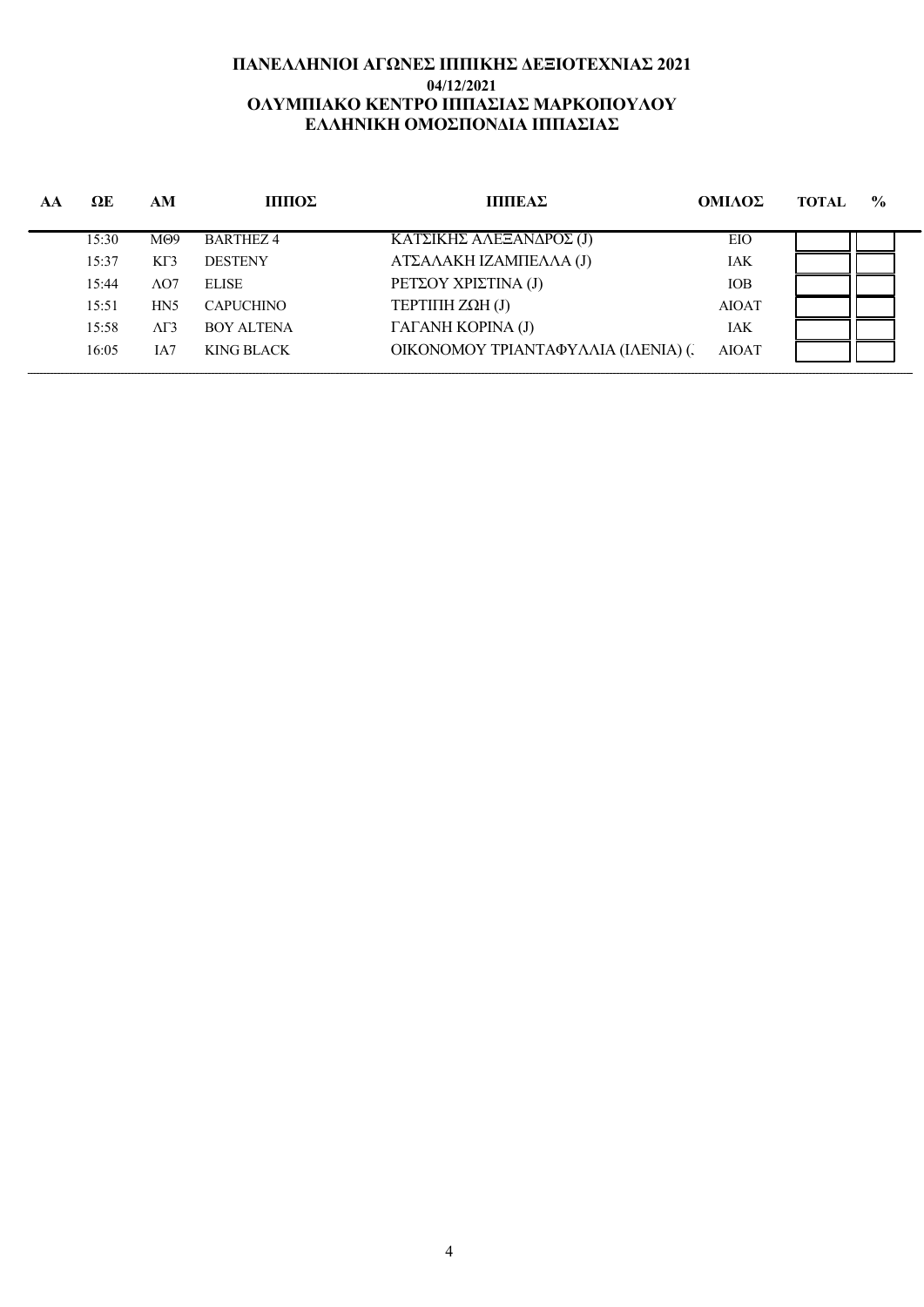**ΠΑΝΕΛΛΗΝΙΟΙ ΑΓΩΝΕΣ ΙΠΠΙΚΗΣ ΔΕΞΙΟΤΕΧΝΙΑΣ 2021**

**04/12/2021**

**ΟΛΥΜΠΙΑΚΟ ΚΕΝΤΡΟ ΙΠΠΑΣΙΑΣ ΜΑΡΚΟΠΟΥΛΟΥ**

**ΕΛΛΗΝΙΚΗ ΟΜΟΣΠΟΝΔΙΑ ΙΠΠΑΣΙΑΣ**

| ΑΑ | ΩΕ | ΑΜ | ΙΠΠΟΣ | ΙΠΠΕΑΣ | ΟΜΙΛΟΣ | TOTAL | % |
|---|---|---|---|---|---|---|---|
| | 15:30 | ΜΘ9 | BARTHEZ 4 | ΚΑΤΣΙΚΗΣ ΑΛΕΞΑΝΔΡΟΣ (J) | ΕΙΟ | | |
| | 15:37 | ΚΓ3 | DESTENY | ΑΤΣΑΛΑΚΗ ΙΖΑΜΠΕΛΛΑ (J) | ΙΑΚ | | |
| | 15:44 | ΛΟ7 | ELISE | ΡΕΤΣΟΥ ΧΡΙΣΤΙΝΑ (J) | ΙΟΒ | | |
| | 15:51 | ΗΝ5 | CAPUCHINO | ΤΕΡΤΙΠΗ ΖΩΗ (J) | ΑΙΟΑΤ | | |
| | 15:58 | ΛΓ3 | BOY ALTENA | ΓΑΓΑΝΗ ΚΟΡΙΝΑ (J) | ΙΑΚ | | |
| | 16:05 | ΙΑ7 | KING BLACK | ΟΙΚΟΝΟΜΟΥ ΤΡΙΑΝΤΑΦΥΛΛΙΑ (ΙΛΕΝΙΑ) (J | ΑΙΟΑΤ | | |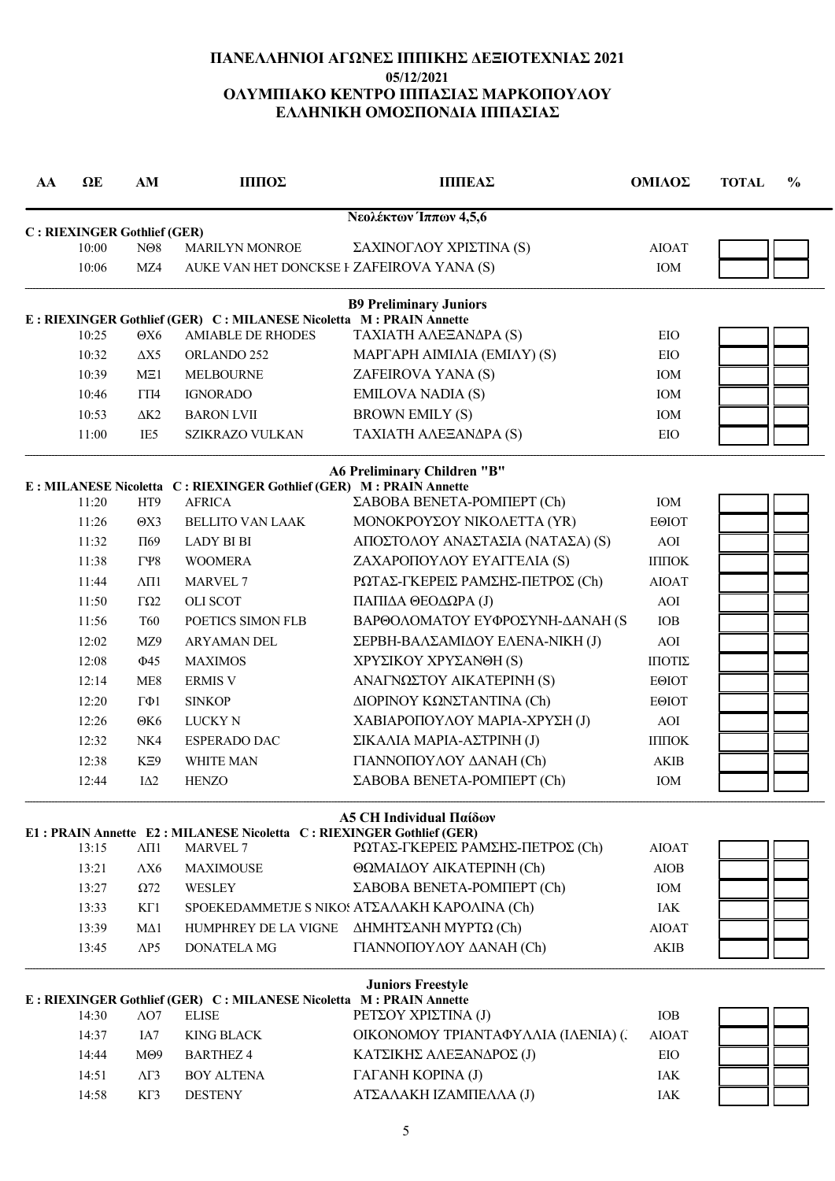# ΠΑΝΕΛΛΗΝΙΟΙ ΑΓΩΝΕΣ ΙΠΠΙΚΗΣ ΔΕΞΙΟΤΕΧΝΙΑΣ 2021

**05/12/2021**

**ΟΛΥΜΠΙΑΚΟ ΚΕΝΤΡΟ ΙΠΠΑΣΙΑΣ ΜΑΡΚΟΠΟΥΛΟΥ**

**ΕΛΛΗΝΙΚΗ ΟΜΟΣΠΟΝΔΙΑ ΙΠΠΑΣΙΑΣ**

| ΑΑ | ΩΕ | ΑΜ | ΙΠΠΟΣ | ΙΠΠΕΑΣ | ΟΜΙΛΟΣ | TOTAL | % |
|---|---|---|---|---|---|---|---|

### Νεολέκτων Ίππων 4,5,6

**C : RIEXINGER Gothlief (GER)**

| ΑΑ | ΩΕ | ΑΜ | ΙΠΠΟΣ | ΙΠΠΕΑΣ | ΟΜΙΛΟΣ | TOTAL | % |
|---|---|---|---|---|---|---|---|
| | 10:00 | ΝΘ8 | MARILYN MONROE | ΣΑΧΙΝΟΓΛΟΥ ΧΡΙΣΤΙΝΑ (S) | ΑΙΟΑΤ | | |
| | 10:06 | ΜΖ4 | AUKE VAN HET DONCKSE H | ZAFEIROVA YANA (S) | ΙΟΜ | | |

### B9 Preliminary Juniors

**E : RIEXINGER Gothlief (GER) C : MILANESE Nicoletta M : PRAIN Annette**

| ΑΑ | ΩΕ | ΑΜ | ΙΠΠΟΣ | ΙΠΠΕΑΣ | ΟΜΙΛΟΣ | TOTAL | % |
|---|---|---|---|---|---|---|---|
| | 10:25 | ΘΧ6 | AMIABLE DE RHODES | ΤΑΧΙΑΤΗ ΑΛΕΞΑΝΔΡΑ (S) | ΕΙΟ | | |
| | 10:32 | ΔΧ5 | ORLANDO 252 | ΜΑΡΓΑΡΗ ΑΙΜΙΛΙΑ (ΕΜΙΛΥ) (S) | ΕΙΟ | | |
| | 10:39 | ΜΞ1 | MELBOURNE | ZAFEIROVA YANA (S) | ΙΟΜ | | |
| | 10:46 | ΓΠ4 | IGNORADO | EMILOVA NADIA (S) | ΙΟΜ | | |
| | 10:53 | ΔΚ2 | BARON LVII | BROWN EMILY (S) | ΙΟΜ | | |
| | 11:00 | ΙΕ5 | SZIKRAZO VULKAN | ΤΑΧΙΑΤΗ ΑΛΕΞΑΝΔΡΑ (S) | ΕΙΟ | | |

### A6 Preliminary Children "B"

**E : MILANESE Nicoletta C : RIEXINGER Gothlief (GER) M : PRAIN Annette**

| ΑΑ | ΩΕ | ΑΜ | ΙΠΠΟΣ | ΙΠΠΕΑΣ | ΟΜΙΛΟΣ | TOTAL | % |
|---|---|---|---|---|---|---|---|
| | 11:20 | ΗΤ9 | AFRICA | ΣΑΒΟΒΑ ΒΕΝΕΤΑ-ΡΟΜΠΕΡΤ (Ch) | ΙΟΜ | | |
| | 11:26 | ΘΧ3 | BELLITO VAN LAAK | ΜΟΝΟΚΡΟΥΣΟΥ ΝΙΚΟΛΕΤΤΑ (YR) | ΕΘΙΟΤ | | |
| | 11:32 | Π69 | LADY BI BI | ΑΠΟΣΤΟΛΟΥ ΑΝΑΣΤΑΣΙΑ (ΝΑΤΑΣΑ) (S) | ΑΟΙ | | |
| | 11:38 | ΓΨ8 | WOOMERA | ΖΑΧΑΡΟΠΟΥΛΟΥ ΕΥΑΓΓΕΛΙΑ (S) | ΙΠΠΟΚ | | |
| | 11:44 | ΛΠ1 | MARVEL 7 | ΡΩΤΑΣ-ΓΚΕΡΕΙΣ ΡΑΜΣΗΣ-ΠΕΤΡΟΣ (Ch) | ΑΙΟΑΤ | | |
| | 11:50 | ΓΩ2 | OLI SCOT | ΠΑΠΙΔΑ ΘΕΟΔΩΡΑ (J) | ΑΟΙ | | |
| | 11:56 | Τ60 | POETICS SIMON FLB | ΒΑΡΘΟΛΟΜΑΤΟΥ ΕΥΦΡΟΣΥΝΗ-ΔΑΝΑΗ (S | ΙΟΒ | | |
| | 12:02 | ΜΖ9 | ARYAMAN DEL | ΣΕΡΒΗ-ΒΑΛΣΑΜΙΔΟΥ ΕΛΕΝΑ-ΝΙΚΗ (J) | ΑΟΙ | | |
| | 12:08 | Φ45 | MAXIMOS | ΧΡΥΣΙΚΟΥ ΧΡΥΣΑΝΘΗ (S) | ΙΠΟΤΙΣ | | |
| | 12:14 | ΜΕ8 | ERMIS V | ΑΝΑΓΝΩΣΤΟΥ ΑΙΚΑΤΕΡΙΝΗ (S) | ΕΘΙΟΤ | | |
| | 12:20 | ΓΦ1 | SINKOP | ΔΙΟΡΙΝΟΥ ΚΩΝΣΤΑΝΤΙΝΑ (Ch) | ΕΘΙΟΤ | | |
| | 12:26 | ΘΚ6 | LUCKY N | ΧΑΒΙΑΡΟΠΟΥΛΟΥ ΜΑΡΙΑ-ΧΡΥΣΗ (J) | ΑΟΙ | | |
| | 12:32 | ΝΚ4 | ESPERADO DAC | ΣΙΚΑΛΙΑ ΜΑΡΙΑ-ΑΣΤΡΙΝΗ (J) | ΙΠΠΟΚ | | |
| | 12:38 | ΚΞ9 | WHITE MAN | ΓΙΑΝΝΟΠΟΥΛΟΥ ΔΑΝΑΗ (Ch) | ΑΚΙΒ | | |
| | 12:44 | ΙΔ2 | HENZO | ΣΑΒΟΒΑ ΒΕΝΕΤΑ-ΡΟΜΠΕΡΤ (Ch) | ΙΟΜ | | |

### A5 CH Individual Παίδων

**E1 : PRAIN Annette E2 : MILANESE Nicoletta C : RIEXINGER Gothlief (GER)**

| ΑΑ | ΩΕ | ΑΜ | ΙΠΠΟΣ | ΙΠΠΕΑΣ | ΟΜΙΛΟΣ | TOTAL | % |
|---|---|---|---|---|---|---|---|
| | 13:15 | ΛΠ1 | MARVEL 7 | ΡΩΤΑΣ-ΓΚΕΡΕΙΣ ΡΑΜΣΗΣ-ΠΕΤΡΟΣ (Ch) | ΑΙΟΑΤ | | |
| | 13:21 | ΛΧ6 | MAXIMOUSE | ΘΩΜΑΙΔΟΥ ΑΙΚΑΤΕΡΙΝΗ (Ch) | ΑΙΟΒ | | |
| | 13:27 | Ω72 | WESLEY | ΣΑΒΟΒΑ ΒΕΝΕΤΑ-ΡΟΜΠΕΡΤ (Ch) | ΙΟΜ | | |
| | 13:33 | ΚΓ1 | SPOEKEDAMMETJE S NIKOS | ΑΤΣΑΛΑΚΗ ΚΑΡΟΛΙΝΑ (Ch) | ΙΑΚ | | |
| | 13:39 | ΜΔ1 | HUMPHREY DE LA VIGNE | ΔΗΜΗΤΣΑΝΗ ΜΥΡΤΩ (Ch) | ΑΙΟΑΤ | | |
| | 13:45 | ΛΡ5 | DONATELA MG | ΓΙΑΝΝΟΠΟΥΛΟΥ ΔΑΝΑΗ (Ch) | ΑΚΙΒ | | |

### Juniors Freestyle

**E : RIEXINGER Gothlief (GER) C : MILANESE Nicoletta M : PRAIN Annette**

| ΑΑ | ΩΕ | ΑΜ | ΙΠΠΟΣ | ΙΠΠΕΑΣ | ΟΜΙΛΟΣ | TOTAL | % |
|---|---|---|---|---|---|---|---|
| | 14:30 | ΛΟ7 | ELISE | ΡΕΤΣΟΥ ΧΡΙΣΤΙΝΑ (J) | ΙΟΒ | | |
| | 14:37 | ΙΑ7 | KING BLACK | ΟΙΚΟΝΟΜΟΥ ΤΡΙΑΝΤΑΦΥΛΛΙΑ (ΙΛΕΝΙΑ) (J | ΑΙΟΑΤ | | |
| | 14:44 | ΜΘ9 | BARTHEZ 4 | ΚΑΤΣΙΚΗΣ ΑΛΕΞΑΝΔΡΟΣ (J) | ΕΙΟ | | |
| | 14:51 | ΛΓ3 | BOY ALTENA | ΓΑΓΑΝΗ ΚΟΡΙΝΑ (J) | ΙΑΚ | | |
| | 14:58 | ΚΓ3 | DESTENY | ΑΤΣΑΛΑΚΗ ΙΖΑΜΠΕΛΛΑ (J) | ΙΑΚ | | |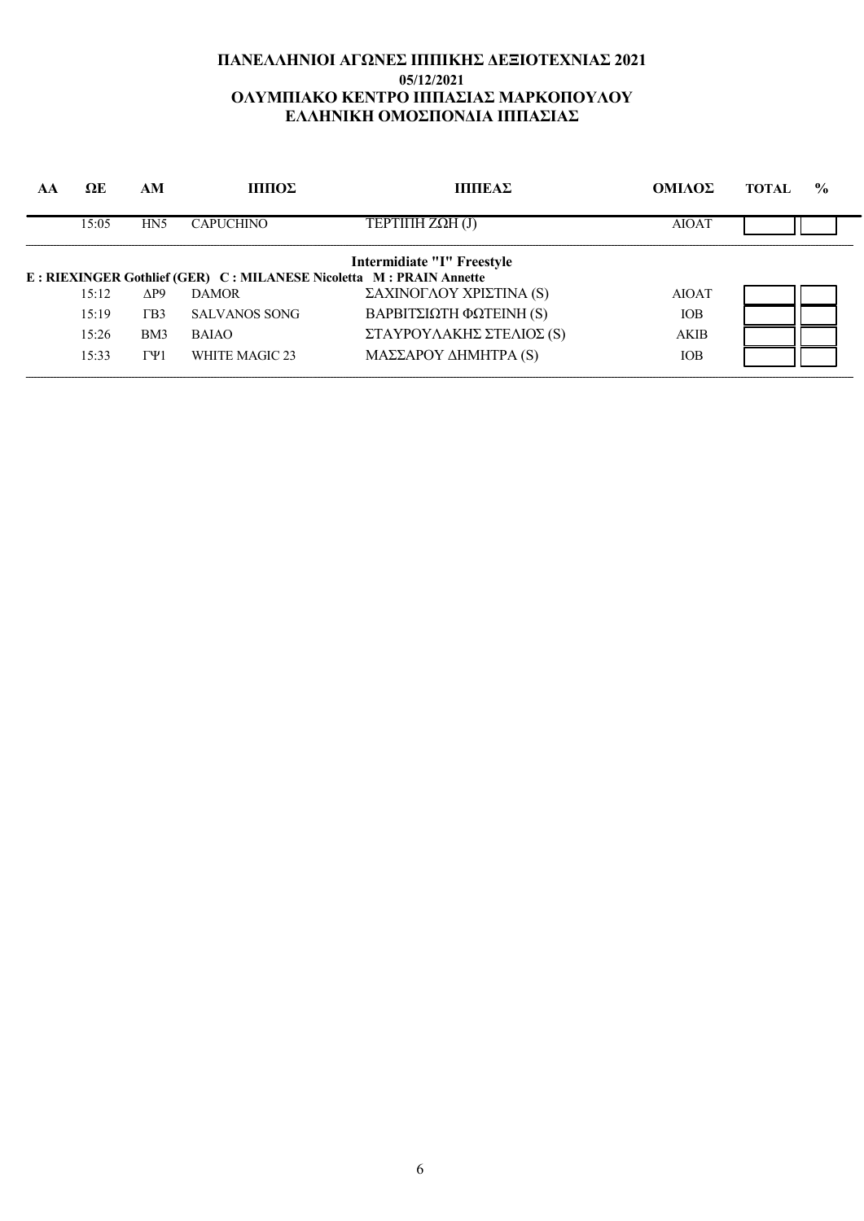**ΠΑΝΕΛΛΗΝΙΟΙ ΑΓΩΝΕΣ ΙΠΠΙΚΗΣ ΔΕΞΙΟΤΕΧΝΙΑΣ 2021**
**05/12/2021**
**ΟΛΥΜΠΙΑΚΟ ΚΕΝΤΡΟ ΙΠΠΑΣΙΑΣ ΜΑΡΚΟΠΟΥΛΟΥ**
**ΕΛΛΗΝΙΚΗ ΟΜΟΣΠΟΝΔΙΑ ΙΠΠΑΣΙΑΣ**

| ΑΑ | ΩΕ | ΑΜ | ΙΠΠΟΣ | ΙΠΠΕΑΣ | ΟΜΙΛΟΣ | TOTAL | % |
|---|---|---|---|---|---|---|---|
| | 15:05 | HN5 | CAPUCHINO | ΤΕΡΤΙΠΗ ΖΩΗ (J) | AIOAT | | |
| | | | | **Intermidiate "I" Freestyle** | | | |
| | | | **E : RIEXINGER Gothlief (GER) C : MILANESE Nicoletta M : PRAIN Annette** | | | | |
| | 15:12 | ΔΡ9 | DAMOR | ΣΑΧΙΝΟΓΛΟΥ ΧΡΙΣΤΙΝΑ (S) | AIOAT | | |
| | 15:19 | ΓΒ3 | SALVANOS SONG | ΒΑΡΒΙΤΣΙΩΤΗ ΦΩΤΕΙΝΗ (S) | IOB | | |
| | 15:26 | ΒΜ3 | BAIAO | ΣΤΑΥΡΟΥΛΑΚΗΣ ΣΤΕΛΙΟΣ (S) | AKIB | | |
| | 15:33 | ΓΨ1 | WHITE MAGIC 23 | ΜΑΣΣΑΡΟΥ ΔΗΜΗΤΡΑ (S) | IOB | | |